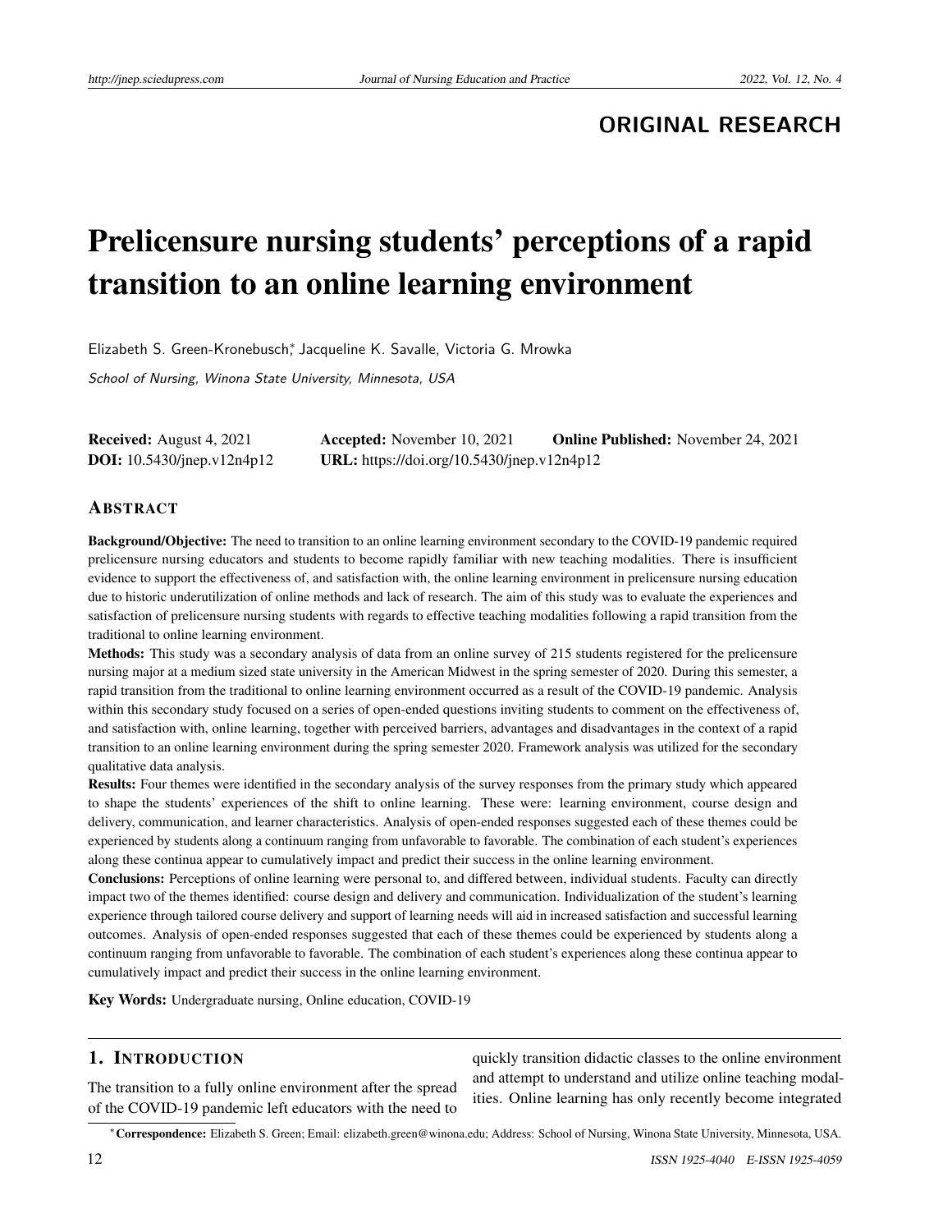ORIGINAL RESEARCH

# Prelicensure nursing students' perceptions of a rapid transition to an online learning environment

Elizabeth S. Green-Kronebusch*, Jacqueline K. Savalle, Victoria G. Mrowka

*School of Nursing, Winona State University, Minnesota, USA*

**Received:** August 4, 2021 **Accepted:** November 10, 2021 **Online Published:** November 24, 2021
**DOI:** 10.5430/jnep.v12n4p12 **URL:** https://doi.org/10.5430/jnep.v12n4p12

## Abstract

**Background/Objective:** The need to transition to an online learning environment secondary to the COVID-19 pandemic required prelicensure nursing educators and students to become rapidly familiar with new teaching modalities. There is insufficient evidence to support the effectiveness of, and satisfaction with, the online learning environment in prelicensure nursing education due to historic underutilization of online methods and lack of research. The aim of this study was to evaluate the experiences and satisfaction of prelicensure nursing students with regards to effective teaching modalities following a rapid transition from the traditional to online learning environment.

**Methods:** This study was a secondary analysis of data from an online survey of 215 students registered for the prelicensure nursing major at a medium sized state university in the American Midwest in the spring semester of 2020. During this semester, a rapid transition from the traditional to online learning environment occurred as a result of the COVID-19 pandemic. Analysis within this secondary study focused on a series of open-ended questions inviting students to comment on the effectiveness of, and satisfaction with, online learning, together with perceived barriers, advantages and disadvantages in the context of a rapid transition to an online learning environment during the spring semester 2020. Framework analysis was utilized for the secondary qualitative data analysis.

**Results:** Four themes were identified in the secondary analysis of the survey responses from the primary study which appeared to shape the students' experiences of the shift to online learning. These were: learning environment, course design and delivery, communication, and learner characteristics. Analysis of open-ended responses suggested each of these themes could be experienced by students along a continuum ranging from unfavorable to favorable. The combination of each student's experiences along these continua appear to cumulatively impact and predict their success in the online learning environment.

**Conclusions:** Perceptions of online learning were personal to, and differed between, individual students. Faculty can directly impact two of the themes identified: course design and delivery and communication. Individualization of the student's learning experience through tailored course delivery and support of learning needs will aid in increased satisfaction and successful learning outcomes. Analysis of open-ended responses suggested that each of these themes could be experienced by students along a continuum ranging from unfavorable to favorable. The combination of each student's experiences along these continua appear to cumulatively impact and predict their success in the online learning environment.

**Key Words:** Undergraduate nursing, Online education, COVID-19

## 1. Introduction

The transition to a fully online environment after the spread of the COVID-19 pandemic left educators with the need to quickly transition didactic classes to the online environment and attempt to understand and utilize online teaching modalities. Online learning has only recently become integrated

*Correspondence: Elizabeth S. Green; Email: elizabeth.green@winona.edu; Address: School of Nursing, Winona State University, Minnesota, USA.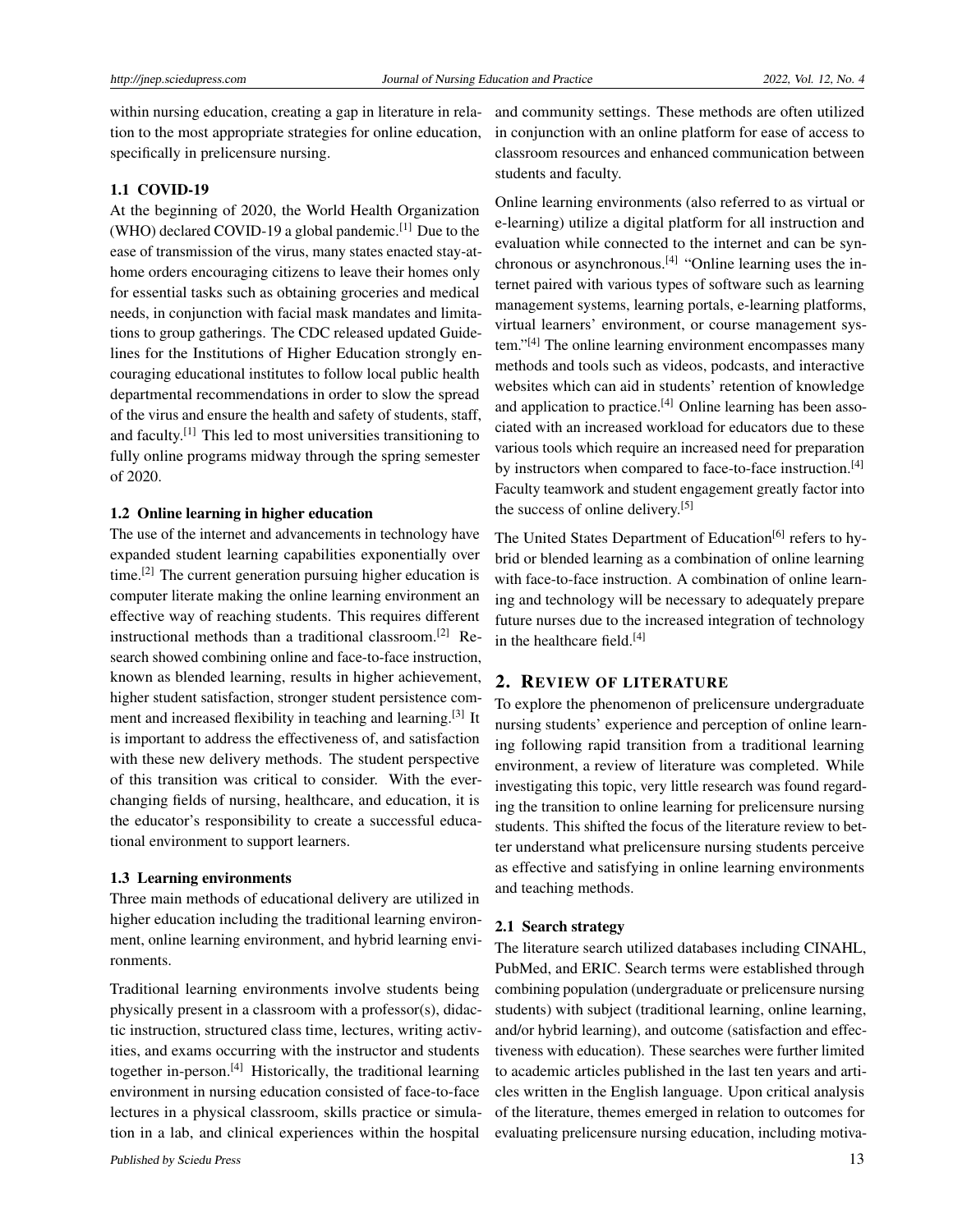within nursing education, creating a gap in literature in relation to the most appropriate strategies for online education, specifically in prelicensure nursing.

### 1.1 COVID-19

At the beginning of 2020, the World Health Organization (WHO) declared COVID-19 a global pandemic.[1] Due to the ease of transmission of the virus, many states enacted stay-at-home orders encouraging citizens to leave their homes only for essential tasks such as obtaining groceries and medical needs, in conjunction with facial mask mandates and limitations to group gatherings. The CDC released updated Guidelines for the Institutions of Higher Education strongly encouraging educational institutes to follow local public health departmental recommendations in order to slow the spread of the virus and ensure the health and safety of students, staff, and faculty.[1] This led to most universities transitioning to fully online programs midway through the spring semester of 2020.

### 1.2 Online learning in higher education

The use of the internet and advancements in technology have expanded student learning capabilities exponentially over time.[2] The current generation pursuing higher education is computer literate making the online learning environment an effective way of reaching students. This requires different instructional methods than a traditional classroom.[2] Research showed combining online and face-to-face instruction, known as blended learning, results in higher achievement, higher student satisfaction, stronger student persistence comment and increased flexibility in teaching and learning.[3] It is important to address the effectiveness of, and satisfaction with these new delivery methods. The student perspective of this transition was critical to consider. With the ever-changing fields of nursing, healthcare, and education, it is the educator's responsibility to create a successful educational environment to support learners.

### 1.3 Learning environments

Three main methods of educational delivery are utilized in higher education including the traditional learning environment, online learning environment, and hybrid learning environments.

Traditional learning environments involve students being physically present in a classroom with a professor(s), didactic instruction, structured class time, lectures, writing activities, and exams occurring with the instructor and students together in-person.[4] Historically, the traditional learning environment in nursing education consisted of face-to-face lectures in a physical classroom, skills practice or simulation in a lab, and clinical experiences within the hospital and community settings. These methods are often utilized in conjunction with an online platform for ease of access to classroom resources and enhanced communication between students and faculty.

Online learning environments (also referred to as virtual or e-learning) utilize a digital platform for all instruction and evaluation while connected to the internet and can be synchronous or asynchronous.[4] "Online learning uses the internet paired with various types of software such as learning management systems, learning portals, e-learning platforms, virtual learners' environment, or course management system."[4] The online learning environment encompasses many methods and tools such as videos, podcasts, and interactive websites which can aid in students' retention of knowledge and application to practice.[4] Online learning has been associated with an increased workload for educators due to these various tools which require an increased need for preparation by instructors when compared to face-to-face instruction.[4] Faculty teamwork and student engagement greatly factor into the success of online delivery.[5]

The United States Department of Education[6] refers to hybrid or blended learning as a combination of online learning with face-to-face instruction. A combination of online learning and technology will be necessary to adequately prepare future nurses due to the increased integration of technology in the healthcare field.[4]

## 2. Review of literature

To explore the phenomenon of prelicensure undergraduate nursing students' experience and perception of online learning following rapid transition from a traditional learning environment, a review of literature was completed. While investigating this topic, very little research was found regarding the transition to online learning for prelicensure nursing students. This shifted the focus of the literature review to better understand what prelicensure nursing students perceive as effective and satisfying in online learning environments and teaching methods.

### 2.1 Search strategy

The literature search utilized databases including CINAHL, PubMed, and ERIC. Search terms were established through combining population (undergraduate or prelicensure nursing students) with subject (traditional learning, online learning, and/or hybrid learning), and outcome (satisfaction and effectiveness with education). These searches were further limited to academic articles published in the last ten years and articles written in the English language. Upon critical analysis of the literature, themes emerged in relation to outcomes for evaluating prelicensure nursing education, including motiva-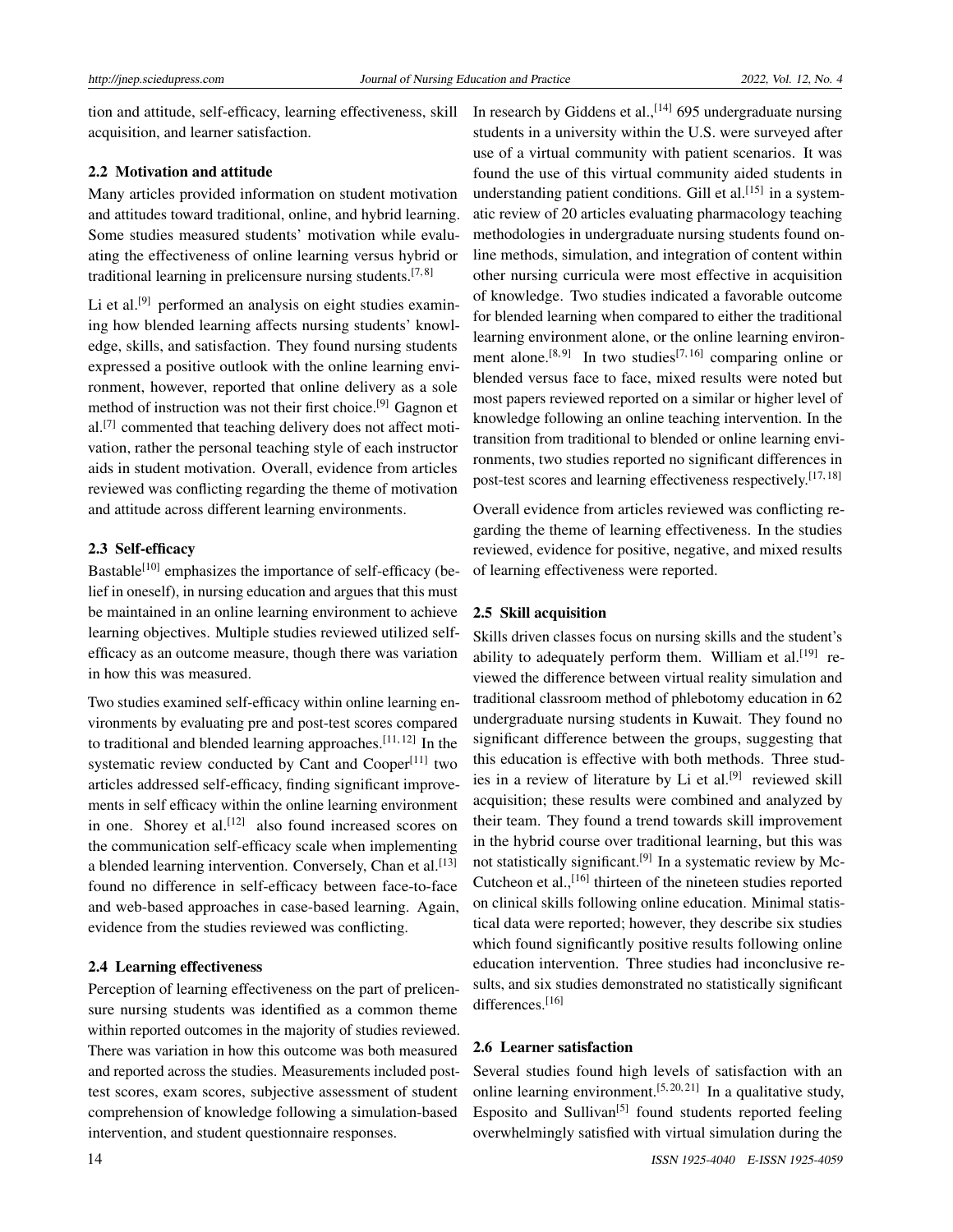tion and attitude, self-efficacy, learning effectiveness, skill acquisition, and learner satisfaction.

### 2.2 Motivation and attitude

Many articles provided information on student motivation and attitudes toward traditional, online, and hybrid learning. Some studies measured students' motivation while evaluating the effectiveness of online learning versus hybrid or traditional learning in prelicensure nursing students.[7,8]

Li et al.[9] performed an analysis on eight studies examining how blended learning affects nursing students' knowledge, skills, and satisfaction. They found nursing students expressed a positive outlook with the online learning environment, however, reported that online delivery as a sole method of instruction was not their first choice.[9] Gagnon et al.[7] commented that teaching delivery does not affect motivation, rather the personal teaching style of each instructor aids in student motivation. Overall, evidence from articles reviewed was conflicting regarding the theme of motivation and attitude across different learning environments.

### 2.3 Self-efficacy

Bastable[10] emphasizes the importance of self-efficacy (belief in oneself), in nursing education and argues that this must be maintained in an online learning environment to achieve learning objectives. Multiple studies reviewed utilized self-efficacy as an outcome measure, though there was variation in how this was measured.

Two studies examined self-efficacy within online learning environments by evaluating pre and post-test scores compared to traditional and blended learning approaches.[11,12] In the systematic review conducted by Cant and Cooper[11] two articles addressed self-efficacy, finding significant improvements in self efficacy within the online learning environment in one. Shorey et al.[12] also found increased scores on the communication self-efficacy scale when implementing a blended learning intervention. Conversely, Chan et al.[13] found no difference in self-efficacy between face-to-face and web-based approaches in case-based learning. Again, evidence from the studies reviewed was conflicting.

### 2.4 Learning effectiveness

Perception of learning effectiveness on the part of prelicensure nursing students was identified as a common theme within reported outcomes in the majority of studies reviewed. There was variation in how this outcome was both measured and reported across the studies. Measurements included post-test scores, exam scores, subjective assessment of student comprehension of knowledge following a simulation-based intervention, and student questionnaire responses.

In research by Giddens et al.,[14] 695 undergraduate nursing students in a university within the U.S. were surveyed after use of a virtual community with patient scenarios. It was found the use of this virtual community aided students in understanding patient conditions. Gill et al.[15] in a systematic review of 20 articles evaluating pharmacology teaching methodologies in undergraduate nursing students found online methods, simulation, and integration of content within other nursing curricula were most effective in acquisition of knowledge. Two studies indicated a favorable outcome for blended learning when compared to either the traditional learning environment alone, or the online learning environment alone.[8,9] In two studies[7,16] comparing online or blended versus face to face, mixed results were noted but most papers reviewed reported on a similar or higher level of knowledge following an online teaching intervention. In the transition from traditional to blended or online learning environments, two studies reported no significant differences in post-test scores and learning effectiveness respectively.[17,18]

Overall evidence from articles reviewed was conflicting regarding the theme of learning effectiveness. In the studies reviewed, evidence for positive, negative, and mixed results of learning effectiveness were reported.

### 2.5 Skill acquisition

Skills driven classes focus on nursing skills and the student's ability to adequately perform them. William et al.[19] reviewed the difference between virtual reality simulation and traditional classroom method of phlebotomy education in 62 undergraduate nursing students in Kuwait. They found no significant difference between the groups, suggesting that this education is effective with both methods. Three studies in a review of literature by Li et al.[9] reviewed skill acquisition; these results were combined and analyzed by their team. They found a trend towards skill improvement in the hybrid course over traditional learning, but this was not statistically significant.[9] In a systematic review by McCutcheon et al.,[16] thirteen of the nineteen studies reported on clinical skills following online education. Minimal statistical data were reported; however, they describe six studies which found significantly positive results following online education intervention. Three studies had inconclusive results, and six studies demonstrated no statistically significant differences.[16]

### 2.6 Learner satisfaction

Several studies found high levels of satisfaction with an online learning environment.[5,20,21] In a qualitative study, Esposito and Sullivan[5] found students reported feeling overwhelmingly satisfied with virtual simulation during the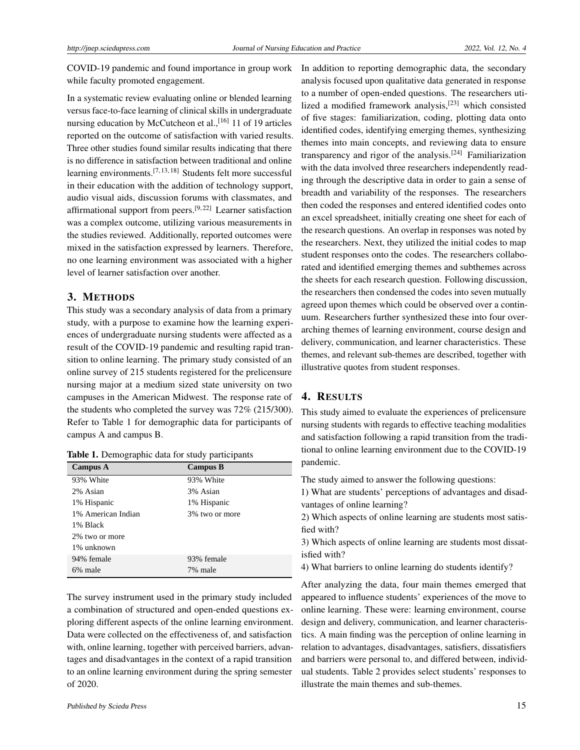COVID-19 pandemic and found importance in group work while faculty promoted engagement.

In a systematic review evaluating online or blended learning versus face-to-face learning of clinical skills in undergraduate nursing education by McCutcheon et al.,[16] 11 of 19 articles reported on the outcome of satisfaction with varied results. Three other studies found similar results indicating that there is no difference in satisfaction between traditional and online learning environments.[7,13,18] Students felt more successful in their education with the addition of technology support, audio visual aids, discussion forums with classmates, and affirmational support from peers.[9,22] Learner satisfaction was a complex outcome, utilizing various measurements in the studies reviewed. Additionally, reported outcomes were mixed in the satisfaction expressed by learners. Therefore, no one learning environment was associated with a higher level of learner satisfaction over another.

## 3. Methods

This study was a secondary analysis of data from a primary study, with a purpose to examine how the learning experiences of undergraduate nursing students were affected as a result of the COVID-19 pandemic and resulting rapid transition to online learning. The primary study consisted of an online survey of 215 students registered for the prelicensure nursing major at a medium sized state university on two campuses in the American Midwest. The response rate of the students who completed the survey was 72% (215/300). Refer to Table 1 for demographic data for participants of campus A and campus B.

**Table 1.** Demographic data for study participants

| Campus A | Campus B |
|---|---|
| 93% White | 93% White |
| 2% Asian | 3% Asian |
| 1% Hispanic | 1% Hispanic |
| 1% American Indian | 3% two or more |
| 1% Black | |
| 2% two or more | |
| 1% unknown | |
| 94% female | 93% female |
| 6% male | 7% male |

The survey instrument used in the primary study included a combination of structured and open-ended questions exploring different aspects of the online learning environment. Data were collected on the effectiveness of, and satisfaction with, online learning, together with perceived barriers, advantages and disadvantages in the context of a rapid transition to an online learning environment during the spring semester of 2020.

In addition to reporting demographic data, the secondary analysis focused upon qualitative data generated in response to a number of open-ended questions. The researchers utilized a modified framework analysis,[23] which consisted of five stages: familiarization, coding, plotting data onto identified codes, identifying emerging themes, synthesizing themes into main concepts, and reviewing data to ensure transparency and rigor of the analysis.[24] Familiarization with the data involved three researchers independently reading through the descriptive data in order to gain a sense of breadth and variability of the responses. The researchers then coded the responses and entered identified codes onto an excel spreadsheet, initially creating one sheet for each of the research questions. An overlap in responses was noted by the researchers. Next, they utilized the initial codes to map student responses onto the codes. The researchers collaborated and identified emerging themes and subthemes across the sheets for each research question. Following discussion, the researchers then condensed the codes into seven mutually agreed upon themes which could be observed over a continuum. Researchers further synthesized these into four overarching themes of learning environment, course design and delivery, communication, and learner characteristics. These themes, and relevant sub-themes are described, together with illustrative quotes from student responses.

## 4. Results

This study aimed to evaluate the experiences of prelicensure nursing students with regards to effective teaching modalities and satisfaction following a rapid transition from the traditional to online learning environment due to the COVID-19 pandemic.

The study aimed to answer the following questions:

1) What are students' perceptions of advantages and disadvantages of online learning?
2) Which aspects of online learning are students most satisfied with?
3) Which aspects of online learning are students most dissatisfied with?
4) What barriers to online learning do students identify?

After analyzing the data, four main themes emerged that appeared to influence students' experiences of the move to online learning. These were: learning environment, course design and delivery, communication, and learner characteristics. A main finding was the perception of online learning in relation to advantages, disadvantages, satisfiers, dissatisfiers and barriers were personal to, and differed between, individual students. Table 2 provides select students' responses to illustrate the main themes and sub-themes.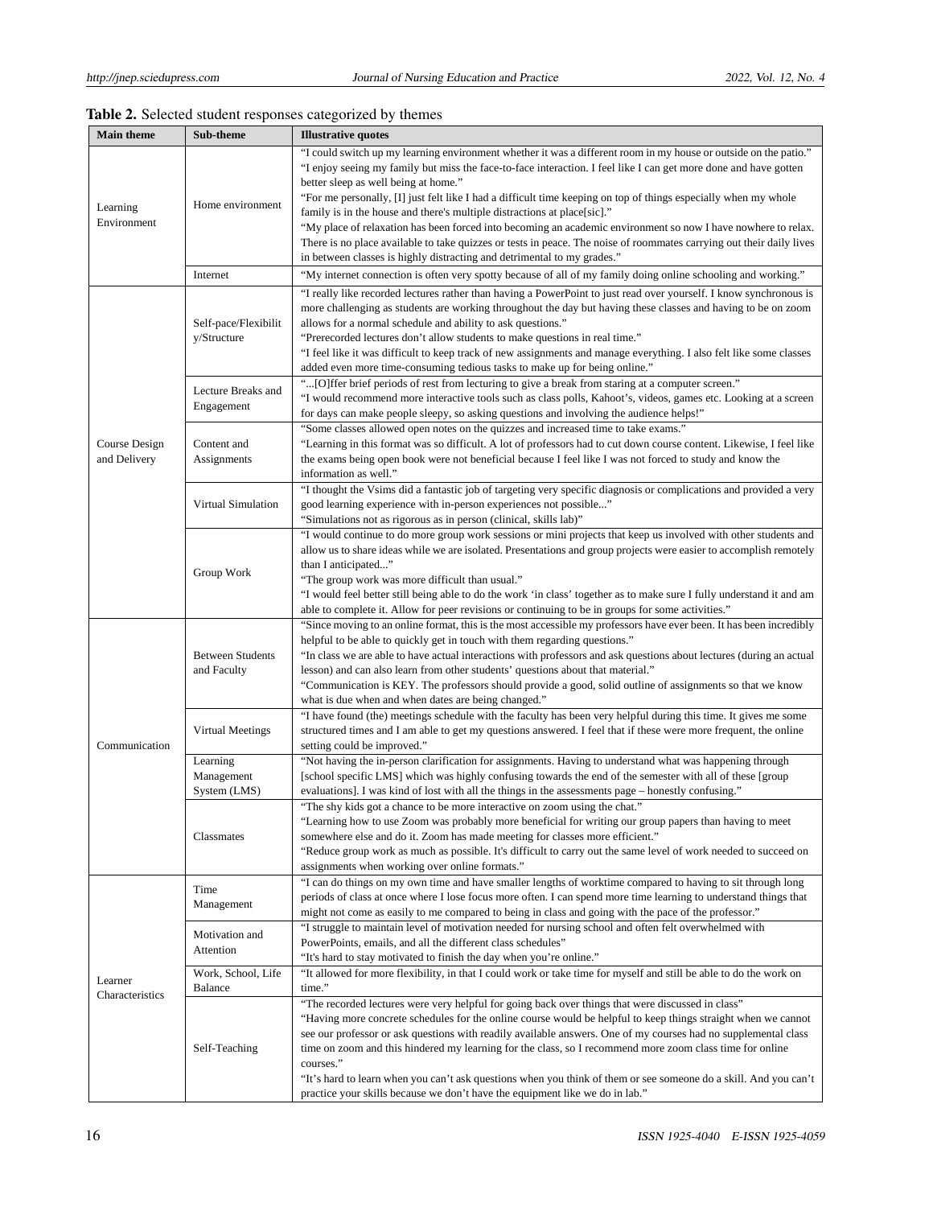**Table 2.** Selected student responses categorized by themes

| Main theme | Sub-theme | Illustrative quotes |
|---|---|---|
| Learning Environment | Home environment | "I could switch up my learning environment whether it was a different room in my house or outside on the patio." "I enjoy seeing my family but miss the face-to-face interaction. I feel like I can get more done and have gotten better sleep as well being at home." "For me personally, [I] just felt like I had a difficult time keeping on top of things especially when my whole family is in the house and there's multiple distractions at place[sic]." "My place of relaxation has been forced into becoming an academic environment so now I have nowhere to relax. There is no place available to take quizzes or tests in peace. The noise of roommates carrying out their daily lives in between classes is highly distracting and detrimental to my grades." |
| | Internet | "My internet connection is often very spotty because of all of my family doing online schooling and working." |
| Course Design and Delivery | Self-pace/Flexibility/Structure | "I really like recorded lectures rather than having a PowerPoint to just read over yourself. I know synchronous is more challenging as students are working throughout the day but having these classes and having to be on zoom allows for a normal schedule and ability to ask questions." "Prerecorded lectures don't allow students to make questions in real time." "I feel like it was difficult to keep track of new assignments and manage everything. I also felt like some classes added even more time-consuming tedious tasks to make up for being online." |
| | Lecture Breaks and Engagement | "...[O]ffer brief periods of rest from lecturing to give a break from staring at a computer screen." "I would recommend more interactive tools such as class polls, Kahoot's, videos, games etc. Looking at a screen for days can make people sleepy, so asking questions and involving the audience helps!" |
| | Content and Assignments | "Some classes allowed open notes on the quizzes and increased time to take exams." "Learning in this format was so difficult. A lot of professors had to cut down course content. Likewise, I feel like the exams being open book were not beneficial because I feel like I was not forced to study and know the information as well." |
| | Virtual Simulation | "I thought the Vsims did a fantastic job of targeting very specific diagnosis or complications and provided a very good learning experience with in-person experiences not possible..." "Simulations not as rigorous as in person (clinical, skills lab)" |
| | Group Work | "I would continue to do more group work sessions or mini projects that keep us involved with other students and allow us to share ideas while we are isolated. Presentations and group projects were easier to accomplish remotely than I anticipated..." "The group work was more difficult than usual." "I would feel better still being able to do the work 'in class' together as to make sure I fully understand it and am able to complete it. Allow for peer revisions or continuing to be in groups for some activities." |
| Communication | Between Students and Faculty | "Since moving to an online format, this is the most accessible my professors have ever been. It has been incredibly helpful to be able to quickly get in touch with them regarding questions." "In class we are able to have actual interactions with professors and ask questions about lectures (during an actual lesson) and can also learn from other students' questions about that material." "Communication is KEY. The professors should provide a good, solid outline of assignments so that we know what is due when and when dates are being changed." |
| | Virtual Meetings | "I have found (the) meetings schedule with the faculty has been very helpful during this time. It gives me some structured times and I am able to get my questions answered. I feel that if these were more frequent, the online setting could be improved." |
| | Learning Management System (LMS) | "Not having the in-person clarification for assignments. Having to understand what was happening through [school specific LMS] which was highly confusing towards the end of the semester with all of these [group evaluations]. I was kind of lost with all the things in the assessments page – honestly confusing." |
| | Classmates | "The shy kids got a chance to be more interactive on zoom using the chat." "Learning how to use Zoom was probably more beneficial for writing our group papers than having to meet somewhere else and do it. Zoom has made meeting for classes more efficient." "Reduce group work as much as possible. It's difficult to carry out the same level of work needed to succeed on assignments when working over online formats." |
| Learner Characteristics | Time Management | "I can do things on my own time and have smaller lengths of worktime compared to having to sit through long periods of class at once where I lose focus more often. I can spend more time learning to understand things that might not come as easily to me compared to being in class and going with the pace of the professor." |
| | Motivation and Attention | "I struggle to maintain level of motivation needed for nursing school and often felt overwhelmed with PowerPoints, emails, and all the different class schedules" "It's hard to stay motivated to finish the day when you're online." |
| | Work, School, Life Balance | "It allowed for more flexibility, in that I could work or take time for myself and still be able to do the work on time." |
| | Self-Teaching | "The recorded lectures were very helpful for going back over things that were discussed in class" "Having more concrete schedules for the online course would be helpful to keep things straight when we cannot see our professor or ask questions with readily available answers. One of my courses had no supplemental class time on zoom and this hindered my learning for the class, so I recommend more zoom class time for online courses." "It's hard to learn when you can't ask questions when you think of them or see someone do a skill. And you can't practice your skills because we don't have the equipment like we do in lab." |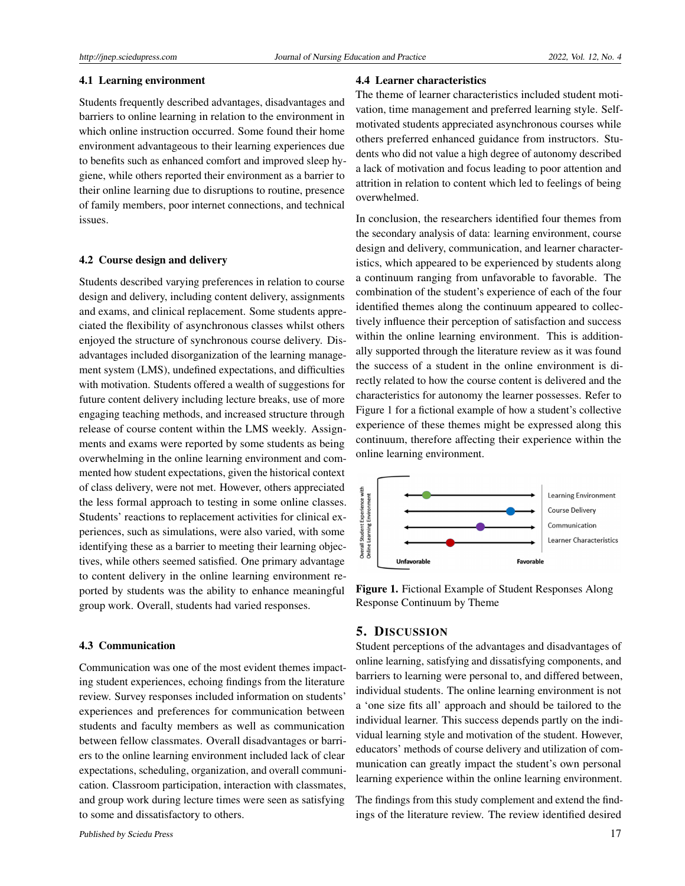### 4.1 Learning environment

Students frequently described advantages, disadvantages and barriers to online learning in relation to the environment in which online instruction occurred. Some found their home environment advantageous to their learning experiences due to benefits such as enhanced comfort and improved sleep hygiene, while others reported their environment as a barrier to their online learning due to disruptions to routine, presence of family members, poor internet connections, and technical issues.

### 4.2 Course design and delivery

Students described varying preferences in relation to course design and delivery, including content delivery, assignments and exams, and clinical replacement. Some students appreciated the flexibility of asynchronous classes whilst others enjoyed the structure of synchronous course delivery. Disadvantages included disorganization of the learning management system (LMS), undefined expectations, and difficulties with motivation. Students offered a wealth of suggestions for future content delivery including lecture breaks, use of more engaging teaching methods, and increased structure through release of course content within the LMS weekly. Assignments and exams were reported by some students as being overwhelming in the online learning environment and commented how student expectations, given the historical context of class delivery, were not met. However, others appreciated the less formal approach to testing in some online classes. Students' reactions to replacement activities for clinical experiences, such as simulations, were also varied, with some identifying these as a barrier to meeting their learning objectives, while others seemed satisfied. One primary advantage to content delivery in the online learning environment reported by students was the ability to enhance meaningful group work. Overall, students had varied responses.

### 4.3 Communication

Communication was one of the most evident themes impacting student experiences, echoing findings from the literature review. Survey responses included information on students' experiences and preferences for communication between students and faculty members as well as communication between fellow classmates. Overall disadvantages or barriers to the online learning environment included lack of clear expectations, scheduling, organization, and overall communication. Classroom participation, interaction with classmates, and group work during lecture times were seen as satisfying to some and dissatisfactory to others.

### 4.4 Learner characteristics

The theme of learner characteristics included student motivation, time management and preferred learning style. Self-motivated students appreciated asynchronous courses while others preferred enhanced guidance from instructors. Students who did not value a high degree of autonomy described a lack of motivation and focus leading to poor attention and attrition in relation to content which led to feelings of being overwhelmed.

In conclusion, the researchers identified four themes from the secondary analysis of data: learning environment, course design and delivery, communication, and learner characteristics, which appeared to be experienced by students along a continuum ranging from unfavorable to favorable. The combination of the student's experience of each of the four identified themes along the continuum appeared to collectively influence their perception of satisfaction and success within the online learning environment. This is additionally supported through the literature review as it was found the success of a student in the online environment is directly related to how the course content is delivered and the characteristics for autonomy the learner possesses. Refer to Figure 1 for a fictional example of how a student's collective experience of these themes might be expressed along this continuum, therefore affecting their experience within the online learning environment.

**Figure 1.** Fictional Example of Student Responses Along Response Continuum by Theme

## 5. Discussion

Student perceptions of the advantages and disadvantages of online learning, satisfying and dissatisfying components, and barriers to learning were personal to, and differed between, individual students. The online learning environment is not a 'one size fits all' approach and should be tailored to the individual learner. This success depends partly on the individual learning style and motivation of the student. However, educators' methods of course delivery and utilization of communication can greatly impact the student's own personal learning experience within the online learning environment.

The findings from this study complement and extend the findings of the literature review. The review identified desired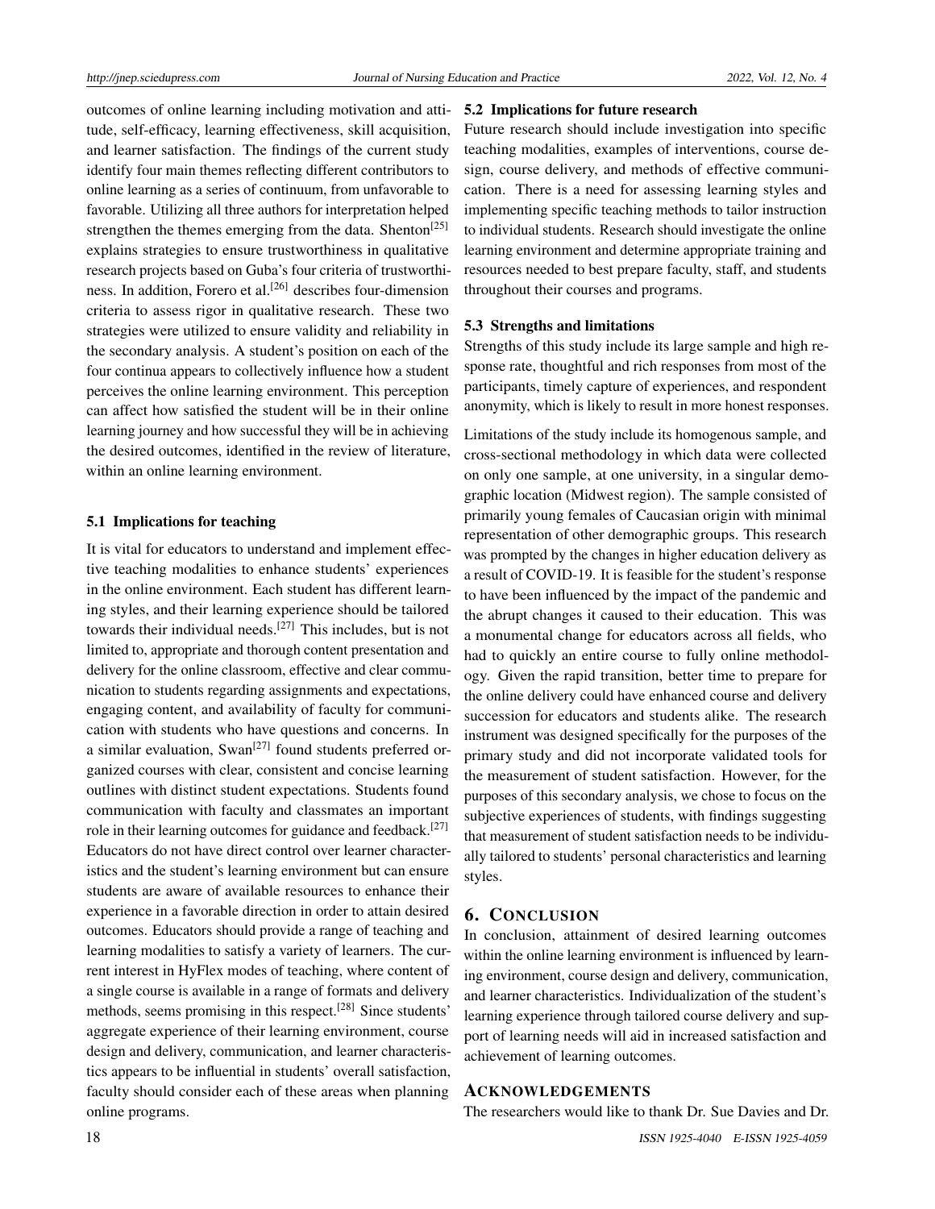outcomes of online learning including motivation and attitude, self-efficacy, learning effectiveness, skill acquisition, and learner satisfaction. The findings of the current study identify four main themes reflecting different contributors to online learning as a series of continuum, from unfavorable to favorable. Utilizing all three authors for interpretation helped strengthen the themes emerging from the data. Shenton[25] explains strategies to ensure trustworthiness in qualitative research projects based on Guba's four criteria of trustworthiness. In addition, Forero et al.[26] describes four-dimension criteria to assess rigor in qualitative research. These two strategies were utilized to ensure validity and reliability in the secondary analysis. A student's position on each of the four continua appears to collectively influence how a student perceives the online learning environment. This perception can affect how satisfied the student will be in their online learning journey and how successful they will be in achieving the desired outcomes, identified in the review of literature, within an online learning environment.

### 5.1 Implications for teaching

It is vital for educators to understand and implement effective teaching modalities to enhance students' experiences in the online environment. Each student has different learning styles, and their learning experience should be tailored towards their individual needs.[27] This includes, but is not limited to, appropriate and thorough content presentation and delivery for the online classroom, effective and clear communication to students regarding assignments and expectations, engaging content, and availability of faculty for communication with students who have questions and concerns. In a similar evaluation, Swan[27] found students preferred organized courses with clear, consistent and concise learning outlines with distinct student expectations. Students found communication with faculty and classmates an important role in their learning outcomes for guidance and feedback.[27] Educators do not have direct control over learner characteristics and the student's learning environment but can ensure students are aware of available resources to enhance their experience in a favorable direction in order to attain desired outcomes. Educators should provide a range of teaching and learning modalities to satisfy a variety of learners. The current interest in HyFlex modes of teaching, where content of a single course is available in a range of formats and delivery methods, seems promising in this respect.[28] Since students' aggregate experience of their learning environment, course design and delivery, communication, and learner characteristics appears to be influential in students' overall satisfaction, faculty should consider each of these areas when planning online programs.

### 5.2 Implications for future research

Future research should include investigation into specific teaching modalities, examples of interventions, course design, course delivery, and methods of effective communication. There is a need for assessing learning styles and implementing specific teaching methods to tailor instruction to individual students. Research should investigate the online learning environment and determine appropriate training and resources needed to best prepare faculty, staff, and students throughout their courses and programs.

### 5.3 Strengths and limitations

Strengths of this study include its large sample and high response rate, thoughtful and rich responses from most of the participants, timely capture of experiences, and respondent anonymity, which is likely to result in more honest responses.

Limitations of the study include its homogenous sample, and cross-sectional methodology in which data were collected on only one sample, at one university, in a singular demographic location (Midwest region). The sample consisted of primarily young females of Caucasian origin with minimal representation of other demographic groups. This research was prompted by the changes in higher education delivery as a result of COVID-19. It is feasible for the student's response to have been influenced by the impact of the pandemic and the abrupt changes it caused to their education. This was a monumental change for educators across all fields, who had to quickly an entire course to fully online methodology. Given the rapid transition, better time to prepare for the online delivery could have enhanced course and delivery succession for educators and students alike. The research instrument was designed specifically for the purposes of the primary study and did not incorporate validated tools for the measurement of student satisfaction. However, for the purposes of this secondary analysis, we chose to focus on the subjective experiences of students, with findings suggesting that measurement of student satisfaction needs to be individually tailored to students' personal characteristics and learning styles.

## 6. Conclusion

In conclusion, attainment of desired learning outcomes within the online learning environment is influenced by learning environment, course design and delivery, communication, and learner characteristics. Individualization of the student's learning experience through tailored course delivery and support of learning needs will aid in increased satisfaction and achievement of learning outcomes.

## Acknowledgements

The researchers would like to thank Dr. Sue Davies and Dr.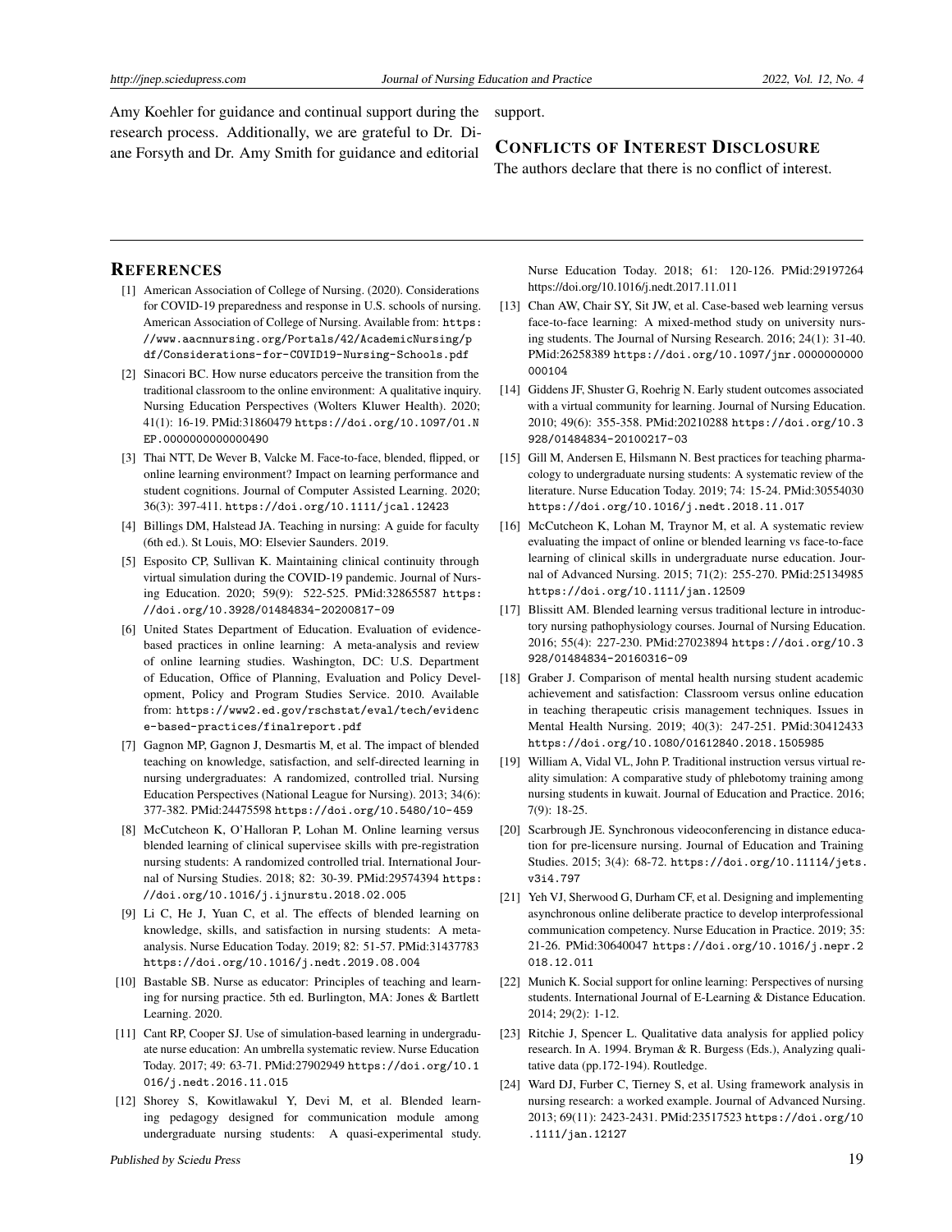Amy Koehler for guidance and continual support during the research process. Additionally, we are grateful to Dr. Diane Forsyth and Dr. Amy Smith for guidance and editorial support.

## CONFLICTS OF INTEREST DISCLOSURE

The authors declare that there is no conflict of interest.

## REFERENCES

[1] American Association of College of Nursing. (2020). Considerations for COVID-19 preparedness and response in U.S. schools of nursing. American Association of College of Nursing. Available from: https://www.aacnnursing.org/Portals/42/AcademicNursing/pdf/Considerations-for-COVID19-Nursing-Schools.pdf

[2] Sinacori BC. How nurse educators perceive the transition from the traditional classroom to the online environment: A qualitative inquiry. Nursing Education Perspectives (Wolters Kluwer Health). 2020; 41(1): 16-19. PMid:31860479 https://doi.org/10.1097/01.NEP.0000000000000490

[3] Thai NTT, De Wever B, Valcke M. Face-to-face, blended, flipped, or online learning environment? Impact on learning performance and student cognitions. Journal of Computer Assisted Learning. 2020; 36(3): 397-411. https://doi.org/10.1111/jcal.12423

[4] Billings DM, Halstead JA. Teaching in nursing: A guide for faculty (6th ed.). St Louis, MO: Elsevier Saunders. 2019.

[5] Esposito CP, Sullivan K. Maintaining clinical continuity through virtual simulation during the COVID-19 pandemic. Journal of Nursing Education. 2020; 59(9): 522-525. PMid:32865587 https://doi.org/10.3928/01484834-20200817-09

[6] United States Department of Education. Evaluation of evidence-based practices in online learning: A meta-analysis and review of online learning studies. Washington, DC: U.S. Department of Education, Office of Planning, Evaluation and Policy Development, Policy and Program Studies Service. 2010. Available from: https://www2.ed.gov/rschstat/eval/tech/evidence-based-practices/finalreport.pdf

[7] Gagnon MP, Gagnon J, Desmartis M, et al. The impact of blended teaching on knowledge, satisfaction, and self-directed learning in nursing undergraduates: A randomized, controlled trial. Nursing Education Perspectives (National League for Nursing). 2013; 34(6): 377-382. PMid:24475598 https://doi.org/10.5480/10-459

[8] McCutcheon K, O'Halloran P, Lohan M. Online learning versus blended learning of clinical supervisee skills with pre-registration nursing students: A randomized controlled trial. International Journal of Nursing Studies. 2018; 82: 30-39. PMid:29574394 https://doi.org/10.1016/j.ijnurstu.2018.02.005

[9] Li C, He J, Yuan C, et al. The effects of blended learning on knowledge, skills, and satisfaction in nursing students: A meta-analysis. Nurse Education Today. 2019; 82: 51-57. PMid:31437783 https://doi.org/10.1016/j.nedt.2019.08.004

[10] Bastable SB. Nurse as educator: Principles of teaching and learning for nursing practice. 5th ed. Burlington, MA: Jones & Bartlett Learning. 2020.

[11] Cant RP, Cooper SJ. Use of simulation-based learning in undergraduate nurse education: An umbrella systematic review. Nurse Education Today. 2017; 49: 63-71. PMid:27902949 https://doi.org/10.1016/j.nedt.2016.11.015

[12] Shorey S, Kowitlawakul Y, Devi M, et al. Blended learning pedagogy designed for communication module among undergraduate nursing students: A quasi-experimental study. Nurse Education Today. 2018; 61: 120-126. PMid:29197264 https://doi.org/10.1016/j.nedt.2017.11.011

[13] Chan AW, Chair SY, Sit JW, et al. Case-based web learning versus face-to-face learning: A mixed-method study on university nursing students. The Journal of Nursing Research. 2016; 24(1): 31-40. PMid:26258389 https://doi.org/10.1097/jnr.0000000000000104

[14] Giddens JF, Shuster G, Roehrig N. Early student outcomes associated with a virtual community for learning. Journal of Nursing Education. 2010; 49(6): 355-358. PMid:20210288 https://doi.org/10.3928/01484834-20100217-03

[15] Gill M, Andersen E, Hilsmann N. Best practices for teaching pharmacology to undergraduate nursing students: A systematic review of the literature. Nurse Education Today. 2019; 74: 15-24. PMid:30554030 https://doi.org/10.1016/j.nedt.2018.11.017

[16] McCutcheon K, Lohan M, Traynor M, et al. A systematic review evaluating the impact of online or blended learning vs face-to-face learning of clinical skills in undergraduate nurse education. Journal of Advanced Nursing. 2015; 71(2): 255-270. PMid:25134985 https://doi.org/10.1111/jan.12509

[17] Blissitt AM. Blended learning versus traditional lecture in introductory nursing pathophysiology courses. Journal of Nursing Education. 2016; 55(4): 227-230. PMid:27023894 https://doi.org/10.3928/01484834-20160316-09

[18] Graber J. Comparison of mental health nursing student academic achievement and satisfaction: Classroom versus online education in teaching therapeutic crisis management techniques. Issues in Mental Health Nursing. 2019; 40(3): 247-251. PMid:30412433 https://doi.org/10.1080/01612840.2018.1505985

[19] William A, Vidal VL, John P. Traditional instruction versus virtual reality simulation: A comparative study of phlebotomy training among nursing students in kuwait. Journal of Education and Practice. 2016; 7(9): 18-25.

[20] Scarbrough JE. Synchronous videoconferencing in distance education for pre-licensure nursing. Journal of Education and Training Studies. 2015; 3(4): 68-72. https://doi.org/10.11114/jets.v3i4.797

[21] Yeh VJ, Sherwood G, Durham CF, et al. Designing and implementing asynchronous online deliberate practice to develop interprofessional communication competency. Nurse Education in Practice. 2019; 35: 21-26. PMid:30640047 https://doi.org/10.1016/j.nepr.2018.12.011

[22] Munich K. Social support for online learning: Perspectives of nursing students. International Journal of E-Learning & Distance Education. 2014; 29(2): 1-12.

[23] Ritchie J, Spencer L. Qualitative data analysis for applied policy research. In A. 1994. Bryman & R. Burgess (Eds.), Analyzing qualitative data (pp.172-194). Routledge.

[24] Ward DJ, Furber C, Tierney S, et al. Using framework analysis in nursing research: a worked example. Journal of Advanced Nursing. 2013; 69(11): 2423-2431. PMid:23517523 https://doi.org/10.1111/jan.12127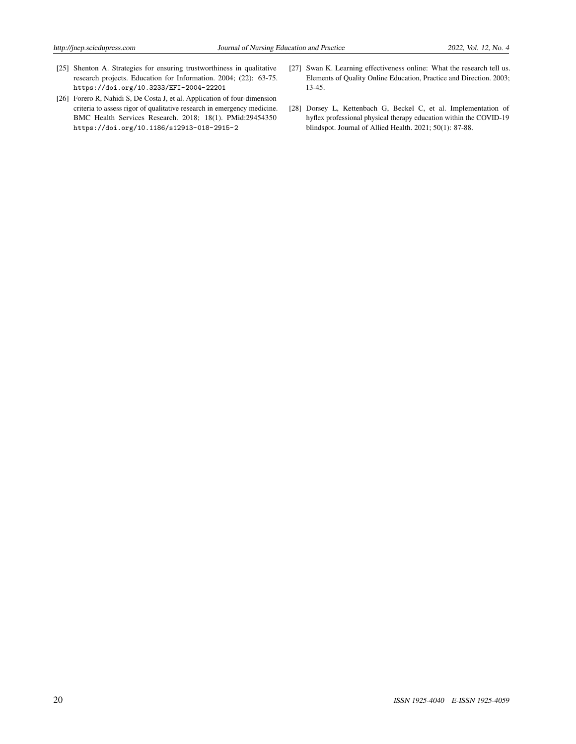[25] Shenton A. Strategies for ensuring trustworthiness in qualitative research projects. Education for Information. 2004; (22): 63-75. https://doi.org/10.3233/EFI-2004-22201

[26] Forero R, Nahidi S, De Costa J, et al. Application of four-dimension criteria to assess rigor of qualitative research in emergency medicine. BMC Health Services Research. 2018; 18(1). PMid:29454350 https://doi.org/10.1186/s12913-018-2915-2

[27] Swan K. Learning effectiveness online: What the research tell us. Elements of Quality Online Education, Practice and Direction. 2003; 13-45.

[28] Dorsey L, Kettenbach G, Beckel C, et al. Implementation of hyflex professional physical therapy education within the COVID-19 blindspot. Journal of Allied Health. 2021; 50(1): 87-88.